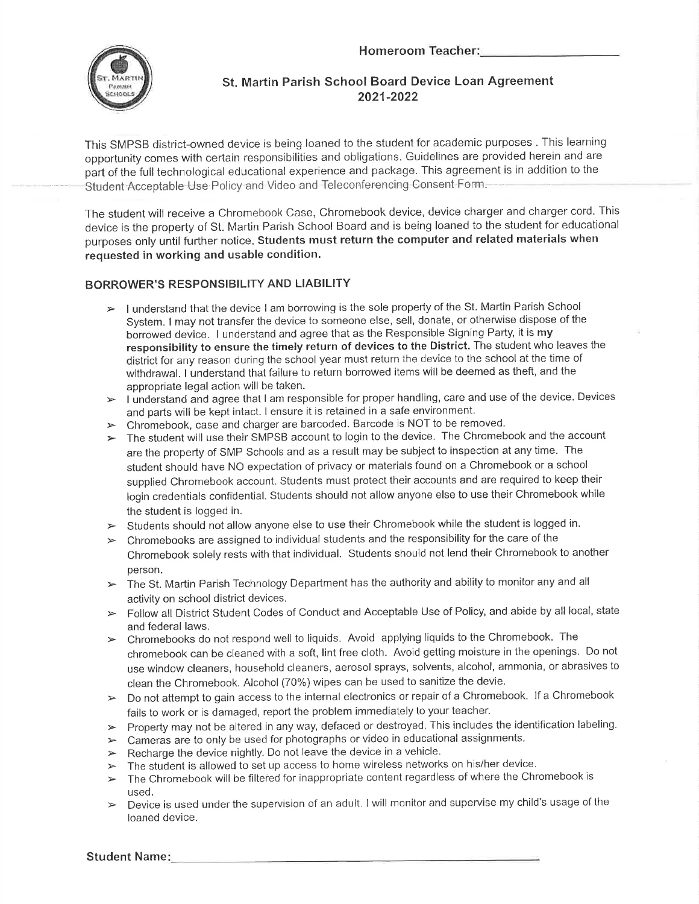Homeroom Teacher:____________________

## St. Martin Parish School Board Device Loan Agreement 2021-2022

This SMPSB district-owned device is being loaned to the student for academic purposes . This learning opportunity comes with certain responsibilities and obligations. Guidelines are provided herein and are part of the full technological educational experience and package. This agreement is in addition to the Student Acceptable Use Policy and Video and Teleconferencing Consent Form.

The student will receive a Chromebook Case, Chromebook device, device charger and charger cord. This device is the property of St. Martin Parish School Board and is being loaned to the student for educational purposes only until further notice. **Students must return the computer and related materials when requested in working and usable condition.**

### BORROWER'S RESPONSIBILITY AND LIABILITY

- I understand that the device I am borrowing is the sole property of the St. Martin Parish School System. I may not transfer the device to someone else, sell, donate, or otherwise dispose of the borrowed device. I understand and agree that as the Responsible Signing Party, it is **my responsibility to ensure the timely return of devices to the District.** The student who leaves the district for any reason during the school year must return the device to the school at the time of withdrawal. I understand that failure to return borrowed items will be deemed as theft, and the appropriate legal action will be taken.
- I understand and agree that I am responsible for proper handling, care and use of the device. Devices and parts will be kept intact. I ensure it is retained in a safe environment.
- Chromebook, case and charger are barcoded. Barcode is NOT to be removed.
- The student will use their SMPSB account to login to the device. The Chromebook and the account are the property of SMP Schools and as a result may be subject to inspection at any time. The student should have NO expectation of privacy or materials found on a Chromebook or a school supplied Chromebook account. Students must protect their accounts and are required to keep their login credentials confidential. Students should not allow anyone else to use their Chromebook while the student is logged in.
- Students should not allow anyone else to use their Chromebook while the student is logged in.
- Chromebooks are assigned to individual students and the responsibility for the care of the Chromebook solely rests with that individual. Students should not lend their Chromebook to another person.
- The St. Martin Parish Technology Department has the authority and ability to monitor any and all activity on school district devices.
- Follow all District Student Codes of Conduct and Acceptable Use of Policy, and abide by all local, state and federal laws.
- Chromebooks do not respond well to liquids. Avoid applying liquids to the Chromebook. The chromebook can be cleaned with a soft, lint free cloth. Avoid getting moisture in the openings. Do not use window cleaners, household cleaners, aerosol sprays, solvents, alcohol, ammonia, or abrasives to clean the Chromebook. Alcohol (70%) wipes can be used to sanitize the devie.
- Do not attempt to gain access to the internal electronics or repair of a Chromebook. If a Chromebook fails to work or is damaged, report the problem immediately to your teacher.
- Property may not be altered in any way, defaced or destroyed. This includes the identification labeling.
- Cameras are to only be used for photographs or video in educational assignments.
- Recharge the device nightly. Do not leave the device in a vehicle.
- The student is allowed to set up access to home wireless networks on his/her device.
- The Chromebook will be filtered for inappropriate content regardless of where the Chromebook is used.
- Device is used under the supervision of an adult. I will monitor and supervise my child's usage of the loaned device.

**Student Name:**____________________________________________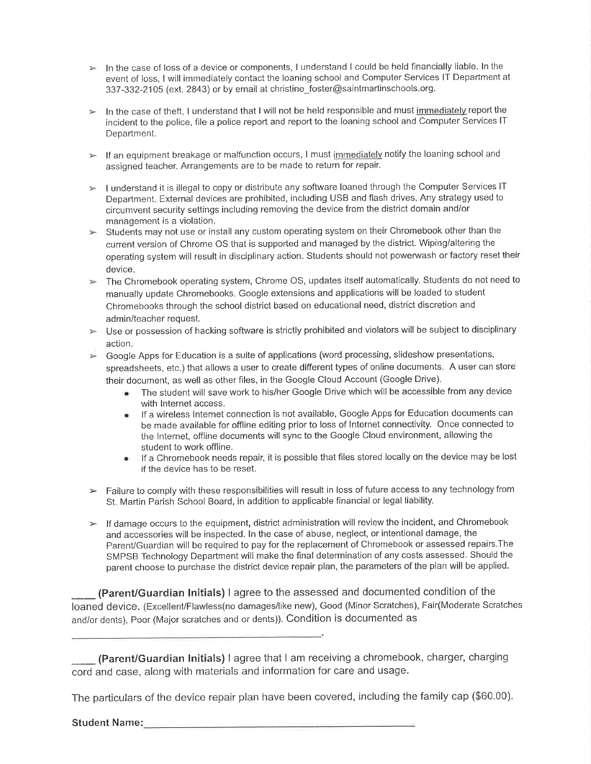- In the case of loss of a device or components, I understand I could be held financially liable. In the event of loss, I will immediately contact the loaning school and Computer Services IT Department at 337-332-2105 (ext. 2843) or by email at christine_foster@saintmartinschools.org.

- In the case of theft, I understand that I will not be held responsible and must immediately report the incident to the police, file a police report and report to the loaning school and Computer Services IT Department.

- If an equipment breakage or malfunction occurs, I must immediately notify the loaning school and assigned teacher. Arrangements are to be made to return for repair.

- I understand it is illegal to copy or distribute any software loaned through the Computer Services IT Department. External devices are prohibited, including USB and flash drives. Any strategy used to circumvent security settings including removing the device from the district domain and/or management is a violation.
- Students may not use or install any custom operating system on their Chromebook other than the current version of Chrome OS that is supported and managed by the district. Wiping/altering the operating system will result in disciplinary action. Students should not powerwash or factory reset their device.
- The Chromebook operating system, Chrome OS, updates itself automatically. Students do not need to manually update Chromebooks. Google extensions and applications will be loaded to student Chromebooks through the school district based on educational need, district discretion and admin/teacher request.
- Use or possession of hacking software is strictly prohibited and violators will be subject to disciplinary action.
- Google Apps for Education is a suite of applications (word processing, slideshow presentations, spreadsheets, etc.) that allows a user to create different types of online documents. A user can store their document, as well as other files, in the Google Cloud Account (Google Drive).
    - The student will save work to his/her Google Drive which will be accessible from any device with Internet access.
    - If a wireless Internet connection is not available, Google Apps for Education documents can be made available for offline editing prior to loss of Internet connectivity. Once connected to the Internet, offline documents will sync to the Google Cloud environment, allowing the student to work offline.
    - If a Chromebook needs repair, it is possible that files stored locally on the device may be lost if the device has to be reset.

- Failure to comply with these responsibilities will result in loss of future access to any technology from St. Martin Parish School Board, in addition to applicable financial or legal liability.

- If damage occurs to the equipment, district administration will review the incident, and Chromebook and accessories will be inspected. In the case of abuse, neglect, or intentional damage, the Parent/Guardian will be required to pay for the replacement of Chromebook or assessed repairs.The SMPSB Technology Department will make the final determination of any costs assessed. Should the parent choose to purchase the district device repair plan, the parameters of the plan will be applied.

____ **(Parent/Guardian Initials)** I agree to the assessed and documented condition of the loaned device. (Excellent/Flawless(no damages/like new), Good (Minor Scratches), Fair(Moderate Scratches and/or dents), Poor (Major scratches and or dents)). Condition is documented as

______________________________________________.

____ **(Parent/Guardian Initials)** I agree that I am receiving a chromebook, charger, charging cord and case, along with materials and information for care and usage.

The particulars of the device repair plan have been covered, including the family cap ($60.00).

**Student Name:**______________________________________________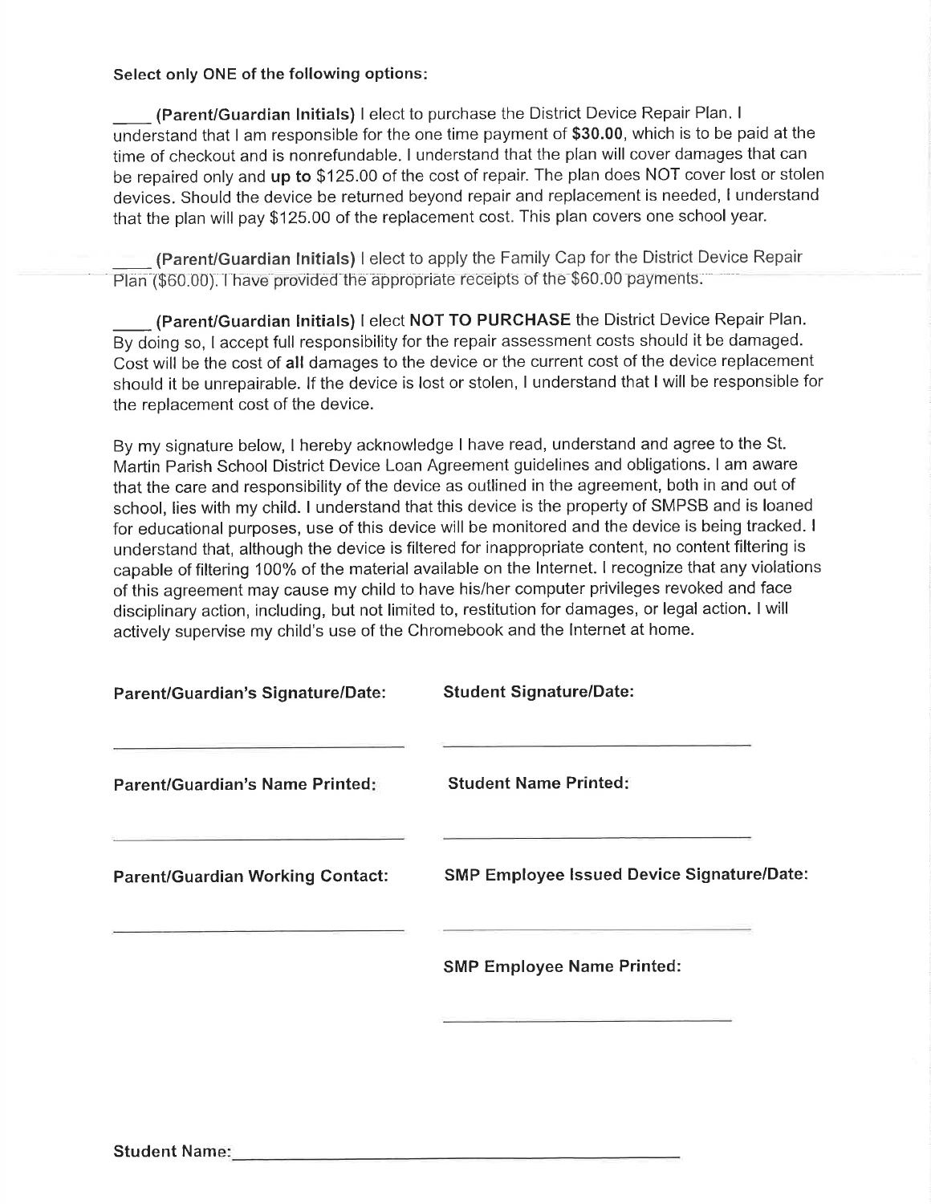**Select only ONE of the following options:**

____ **(Parent/Guardian Initials)** I elect to purchase the District Device Repair Plan. I understand that I am responsible for the one time payment of **$30.00**, which is to be paid at the time of checkout and is nonrefundable. I understand that the plan will cover damages that can be repaired only and **up to** $125.00 of the cost of repair. The plan does NOT cover lost or stolen devices. Should the device be returned beyond repair and replacement is needed, I understand that the plan will pay $125.00 of the replacement cost. This plan covers one school year.

____ **(Parent/Guardian Initials)** I elect to apply the Family Cap for the District Device Repair Plan ($60.00). I have provided the appropriate receipts of the $60.00 payments.

____ **(Parent/Guardian Initials)** I elect **NOT TO PURCHASE** the District Device Repair Plan. By doing so, I accept full responsibility for the repair assessment costs should it be damaged. Cost will be the cost of **all** damages to the device or the current cost of the device replacement should it be unrepairable. If the device is lost or stolen, I understand that I will be responsible for the replacement cost of the device.

By my signature below, I hereby acknowledge I have read, understand and agree to the St. Martin Parish School District Device Loan Agreement guidelines and obligations. I am aware that the care and responsibility of the device as outlined in the agreement, both in and out of school, lies with my child. I understand that this device is the property of SMPSB and is loaned for educational purposes, use of this device will be monitored and the device is being tracked. I understand that, although the device is filtered for inappropriate content, no content filtering is capable of filtering 100% of the material available on the Internet. I recognize that any violations of this agreement may cause my child to have his/her computer privileges revoked and face disciplinary action, including, but not limited to, restitution for damages, or legal action. I will actively supervise my child's use of the Chromebook and the Internet at home.

**Parent/Guardian's Signature/Date:** ______________________________

**Parent/Guardian's Name Printed:** ______________________________

**Parent/Guardian Working Contact:** ______________________________

**Student Signature/Date:** ______________________________

**Student Name Printed:** ______________________________

**SMP Employee Issued Device Signature/Date:** ______________________________

**SMP Employee Name Printed:** ______________________________

**Student Name:** ______________________________________________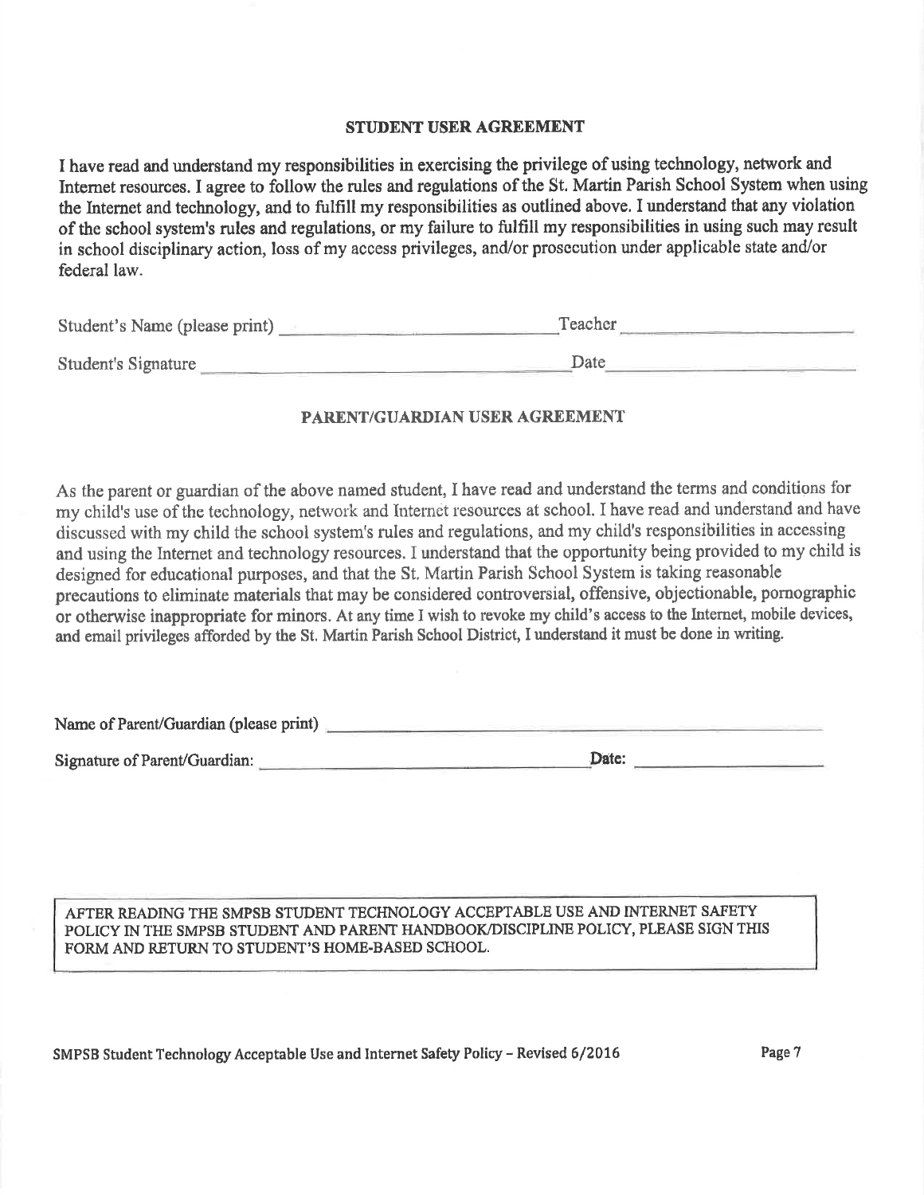## STUDENT USER AGREEMENT

I have read and understand my responsibilities in exercising the privilege of using technology, network and Internet resources. I agree to follow the rules and regulations of the St. Martin Parish School System when using the Internet and technology, and to fulfill my responsibilities as outlined above. I understand that any violation of the school system's rules and regulations, or my failure to fulfill my responsibilities in using such may result in school disciplinary action, loss of my access privileges, and/or prosecution under applicable state and/or federal law.

Student's Name (please print) ______________________________ Teacher ______________________

Student's Signature ______________________________ Date ______________________

## PARENT/GUARDIAN USER AGREEMENT

As the parent or guardian of the above named student, I have read and understand the terms and conditions for my child's use of the technology, network and Internet resources at school. I have read and understand and have discussed with my child the school system's rules and regulations, and my child's responsibilities in accessing and using the Internet and technology resources. I understand that the opportunity being provided to my child is designed for educational purposes, and that the St. Martin Parish School System is taking reasonable precautions to eliminate materials that may be considered controversial, offensive, objectionable, pornographic or otherwise inappropriate for minors. At any time I wish to revoke my child's access to the Internet, mobile devices, and email privileges afforded by the St. Martin Parish School District, I understand it must be done in writing.

Name of Parent/Guardian (please print) ______________________________________________

Signature of Parent/Guardian: ______________________________ **Date:** ______________________

AFTER READING THE SMPSB STUDENT TECHNOLOGY ACCEPTABLE USE AND INTERNET SAFETY POLICY IN THE SMPSB STUDENT AND PARENT HANDBOOK/DISCIPLINE POLICY, PLEASE SIGN THIS FORM AND RETURN TO STUDENT'S HOME-BASED SCHOOL.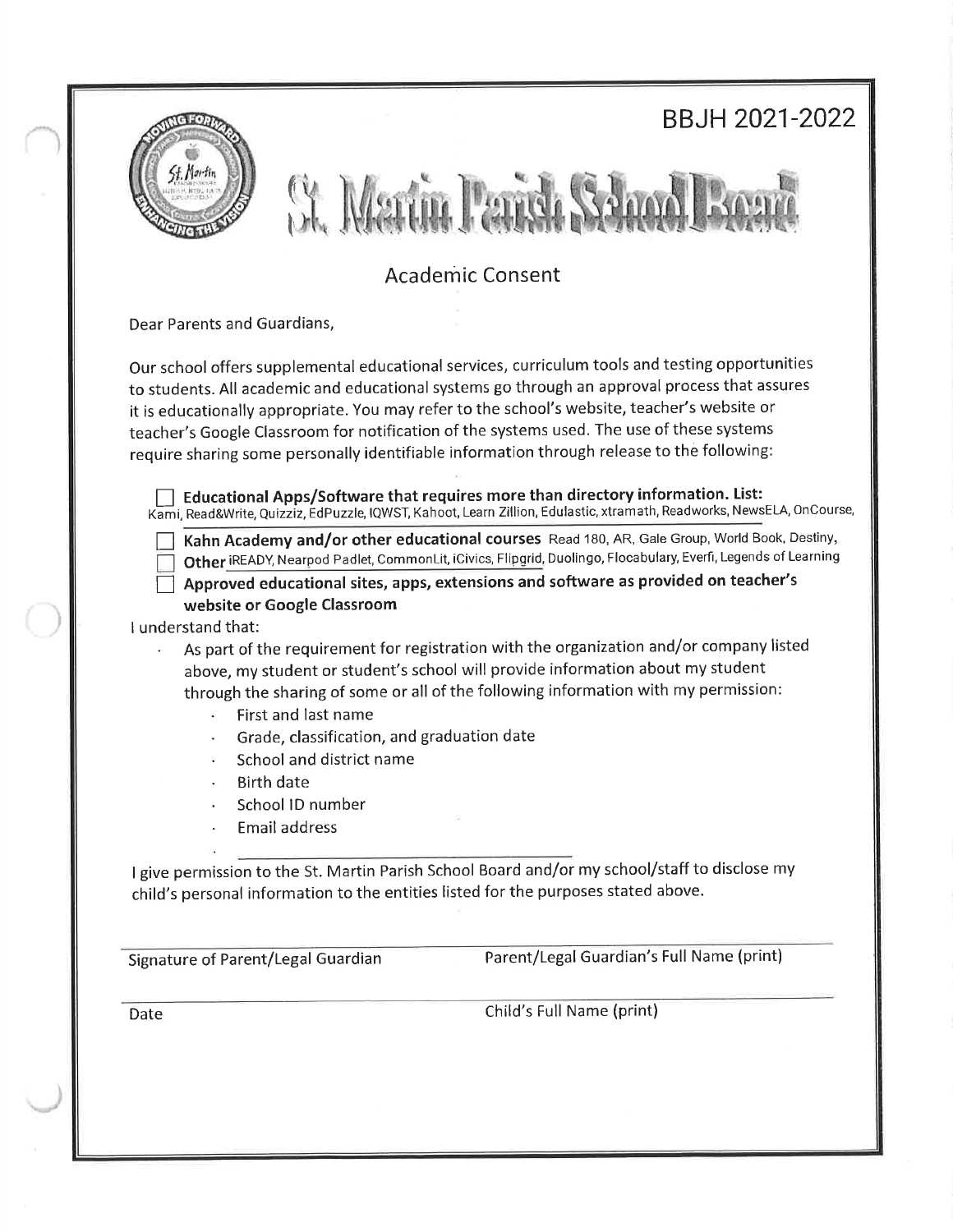BBJH 2021-2022

# St. Martin Parish School Board

## Academic Consent

Dear Parents and Guardians,

Our school offers supplemental educational services, curriculum tools and testing opportunities to students. All academic and educational systems go through an approval process that assures it is educationally appropriate. You may refer to the school's website, teacher's website or teacher's Google Classroom for notification of the systems used. The use of these systems require sharing some personally identifiable information through release to the following:

☐ **Educational Apps/Software that requires more than directory information. List:** Kami, Read&Write, Quizziz, EdPuzzle, IQWST, Kahoot, Learn Zillion, Edulastic, xtramath, Readworks, NewsELA, OnCourse,

☐ **Kahn Academy and/or other educational courses** Read 180, AR, Gale Group, World Book, Destiny,

☐ **Other** iREADY, Nearpod Padlet, CommonLit, iCivics, Flipgrid, Duolingo, Flocabulary, Everfi, Legends of Learning

☐ **Approved educational sites, apps, extensions and software as provided on teacher's website or Google Classroom**

I understand that:

- As part of the requirement for registration with the organization and/or company listed above, my student or student's school will provide information about my student through the sharing of some or all of the following information with my permission:
  - First and last name
  - Grade, classification, and graduation date
  - School and district name
  - Birth date
  - School ID number
  - Email address
  - ______________________________

I give permission to the St. Martin Parish School Board and/or my school/staff to disclose my child's personal information to the entities listed for the purposes stated above.

| | |
|---|---|
| Signature of Parent/Legal Guardian | Parent/Legal Guardian's Full Name (print) |
| Date | Child's Full Name (print) |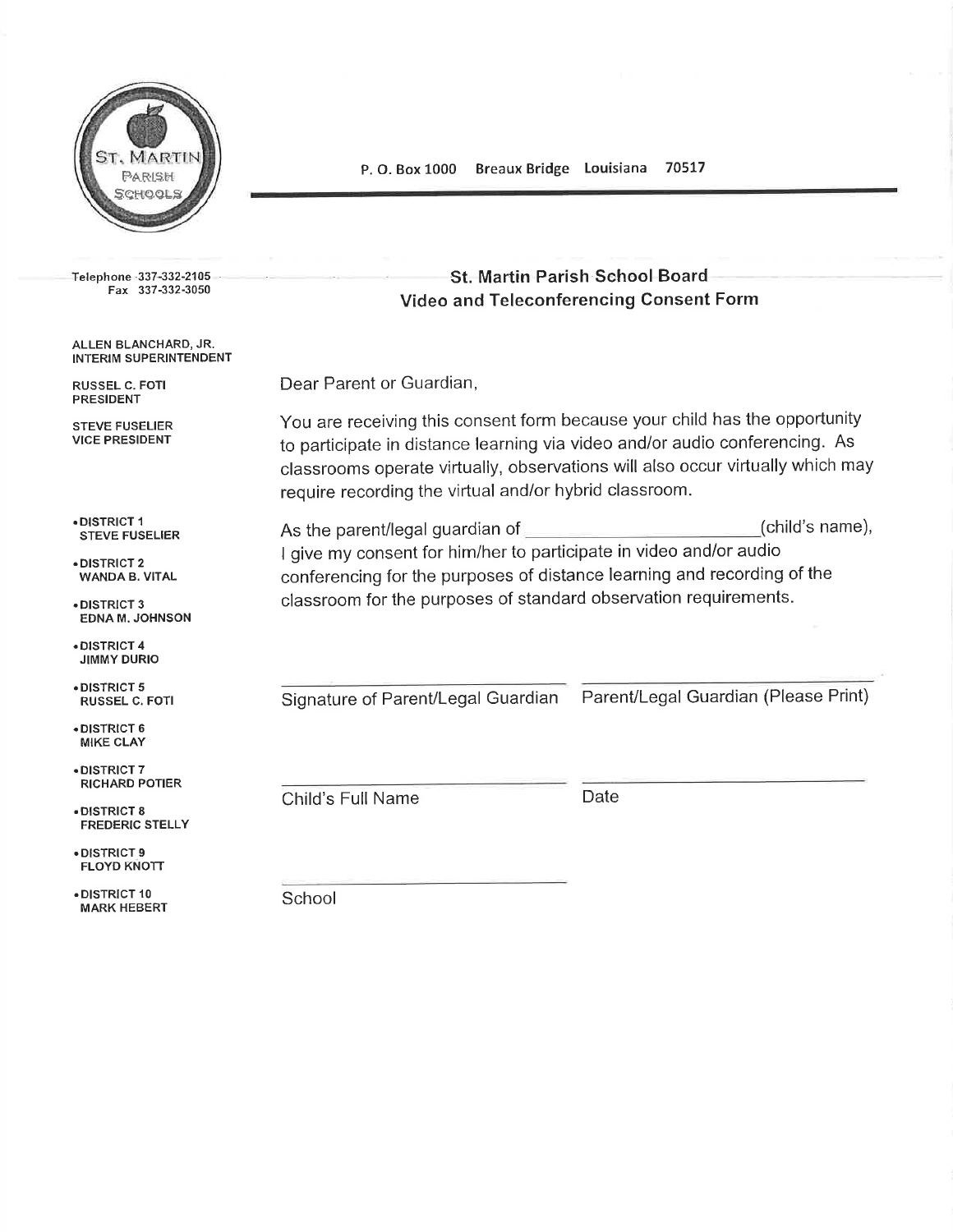ST. MARTIN PARISH SCHOOLS

P. O. Box 1000 Breaux Bridge Louisiana 70517

Telephone 337-332-2105
Fax 337-332-3050

ALLEN BLANCHARD, JR.
INTERIM SUPERINTENDENT

RUSSEL C. FOTI
PRESIDENT

STEVE FUSELIER
VICE PRESIDENT

- DISTRICT 1
  STEVE FUSELIER
- DISTRICT 2
  WANDA B. VITAL
- DISTRICT 3
  EDNA M. JOHNSON
- DISTRICT 4
  JIMMY DURIO
- DISTRICT 5
  RUSSEL C. FOTI
- DISTRICT 6
  MIKE CLAY
- DISTRICT 7
  RICHARD POTIER
- DISTRICT 8
  FREDERIC STELLY
- DISTRICT 9
  FLOYD KNOTT
- DISTRICT 10
  MARK HEBERT

## St. Martin Parish School Board
## Video and Teleconferencing Consent Form

Dear Parent or Guardian,

You are receiving this consent form because your child has the opportunity to participate in distance learning via video and/or audio conferencing. As classrooms operate virtually, observations will also occur virtually which may require recording the virtual and/or hybrid classroom.

As the parent/legal guardian of ________________________(child's name), I give my consent for him/her to participate in video and/or audio conferencing for the purposes of distance learning and recording of the classroom for the purposes of standard observation requirements.

______________________________ ______________________________
Signature of Parent/Legal Guardian Parent/Legal Guardian (Please Print)

______________________________ ______________________________
Child's Full Name Date

______________________________
School